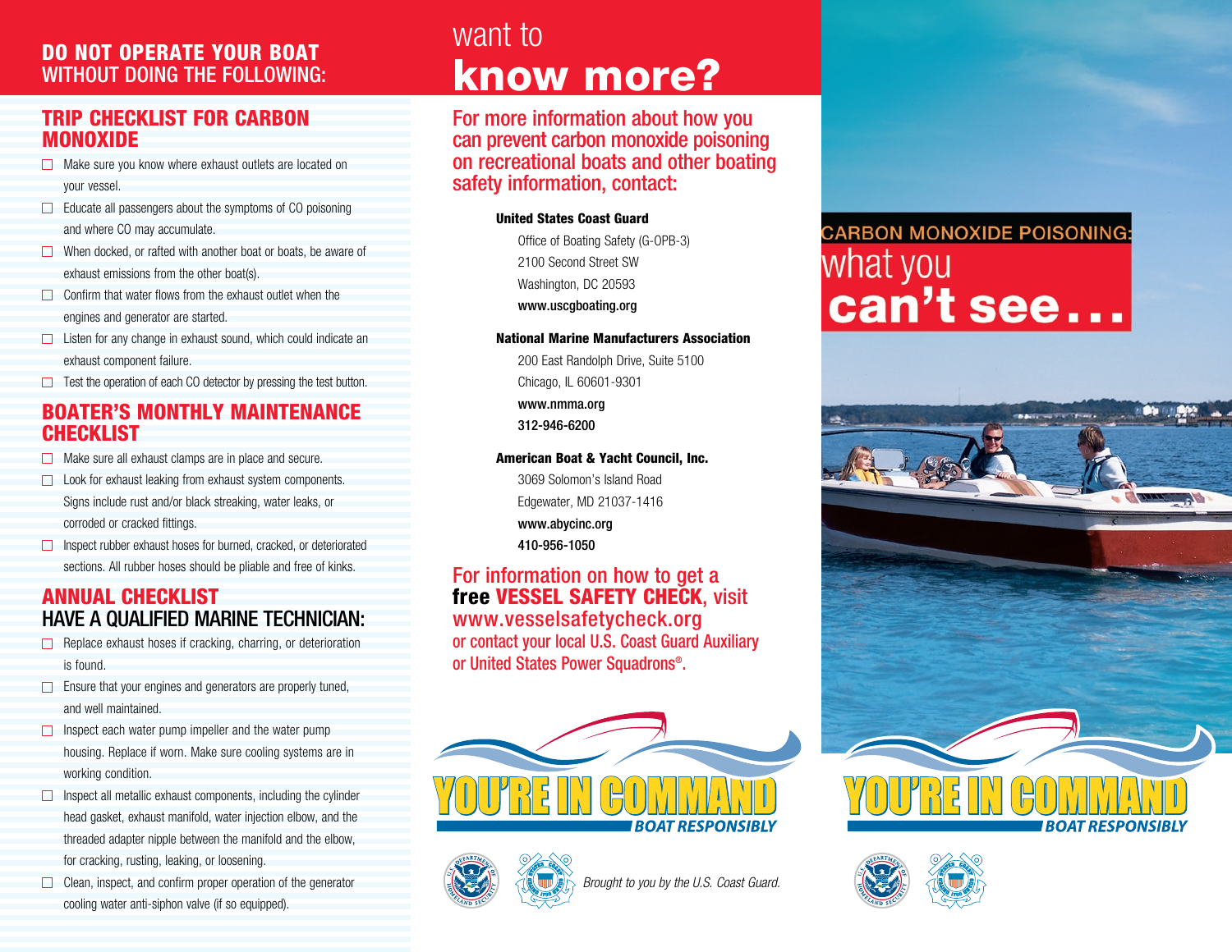## DO NOT OPERATE YOUR BOAT WITHOUT DOING THE FOLLOWING:

### TRIP CHECKLIST FOR CARBON MONOXIDE

- ☐ Make sure you know where exhaust outlets are located on your vessel.
- ☐ Educate all passengers about the symptoms of CO poisoning and where CO may accumulate.
- ☐ When docked, or rafted with another boat or boats, be aware of exhaust emissions from the other boat(s).
- ☐ Confirm that water flows from the exhaust outlet when the engines and generator are started.
- ☐ Listen for any change in exhaust sound, which could indicate an exhaust component failure.
- ☐ Test the operation of each CO detector by pressing the test button.

### BOATER'S MONTHLY MAINTENANCE CHECKLIST

- ☐ Make sure all exhaust clamps are in place and secure.
- ☐ Look for exhaust leaking from exhaust system components. Signs include rust and/or black streaking, water leaks, or corroded or cracked fittings.
- ☐ Inspect rubber exhaust hoses for burned, cracked, or deteriorated sections. All rubber hoses should be pliable and free of kinks.

### ANNUAL CHECKLIST

#### HAVE A QUALIFIED MARINE TECHNICIAN:

- ☐ Replace exhaust hoses if cracking, charring, or deterioration is found.
- ☐ Ensure that your engines and generators are properly tuned, and well maintained.
- ☐ Inspect each water pump impeller and the water pump housing. Replace if worn. Make sure cooling systems are in working condition.
- ☐ Inspect all metallic exhaust components, including the cylinder head gasket, exhaust manifold, water injection elbow, and the threaded adapter nipple between the manifold and the elbow, for cracking, rusting, leaking, or loosening.
- ☐ Clean, inspect, and confirm proper operation of the generator cooling water anti-siphon valve (if so equipped).

## want to **know more?**

For more information about how you can prevent carbon monoxide poisoning on recreational boats and other boating safety information, contact:

**United States Coast Guard**
Office of Boating Safety (G-OPB-3)
2100 Second Street SW
Washington, DC 20593
www.uscgboating.org

**National Marine Manufacturers Association**
200 East Randolph Drive, Suite 5100
Chicago, IL 60601-9301
www.nmma.org
312-946-6200

**American Boat & Yacht Council, Inc.**
3069 Solomon's Island Road
Edgewater, MD 21037-1416
www.abycinc.org
410-956-1050

For information on how to get a **free VESSEL SAFETY CHECK**, visit www.vesselsafetycheck.org or contact your local U.S. Coast Guard Auxiliary or United States Power Squadrons®.

YOU'RE IN COMMAND
BOAT RESPONSIBLY

*Brought to you by the U.S. Coast Guard.*

# CARBON MONOXIDE POISONING: what you **can't see . . .**

YOU'RE IN COMMAND
BOAT RESPONSIBLY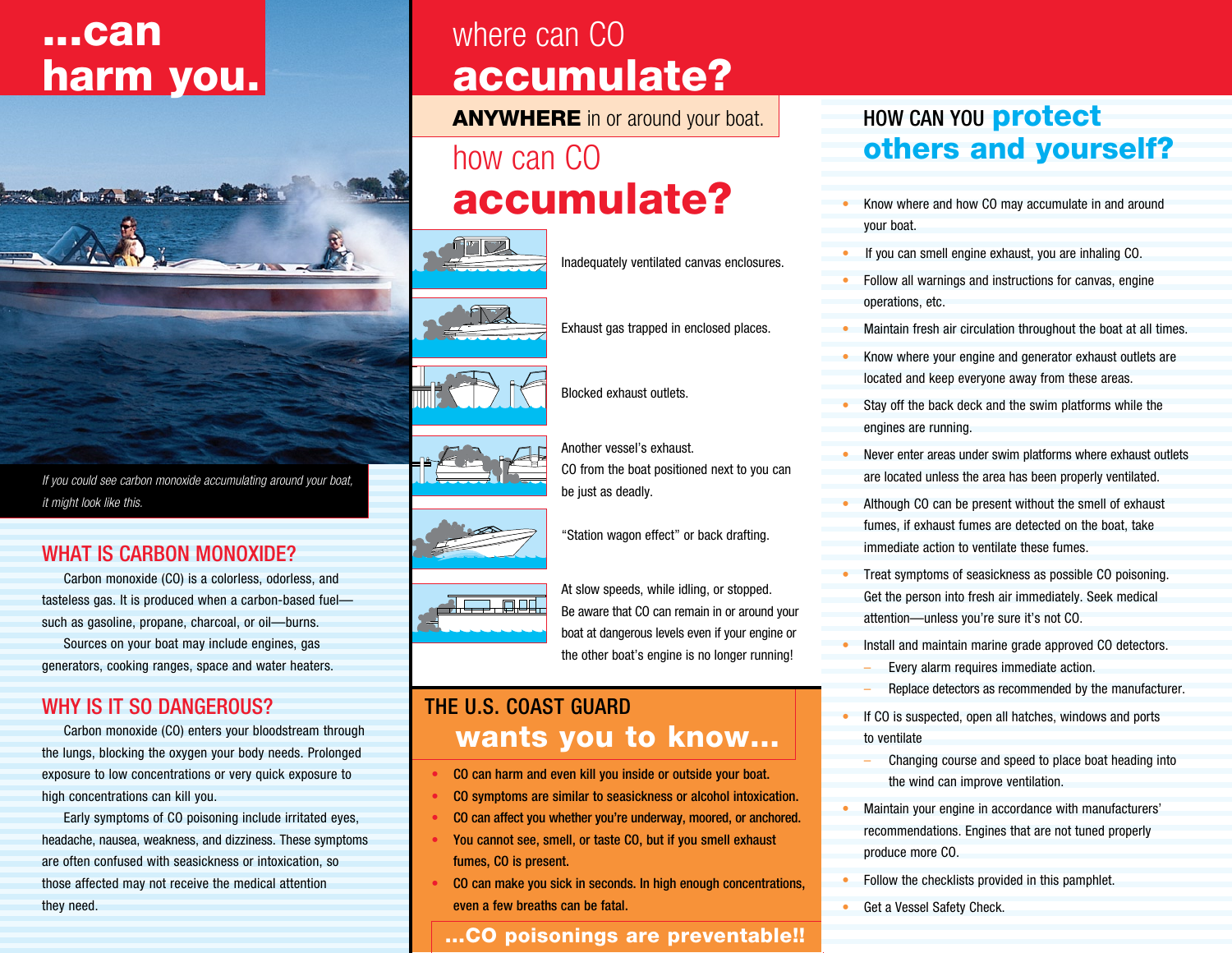# ...can harm you.

*If you could see carbon monoxide accumulating around your boat, it might look like this.*

## WHAT IS CARBON MONOXIDE?

Carbon monoxide (CO) is a colorless, odorless, and tasteless gas. It is produced when a carbon-based fuel—such as gasoline, propane, charcoal, or oil—burns.

Sources on your boat may include engines, gas generators, cooking ranges, space and water heaters.

## WHY IS IT SO DANGEROUS?

Carbon monoxide (CO) enters your bloodstream through the lungs, blocking the oxygen your body needs. Prolonged exposure to low concentrations or very quick exposure to high concentrations can kill you.

Early symptoms of CO poisoning include irritated eyes, headache, nausea, weakness, and dizziness. These symptoms are often confused with seasickness or intoxication, so those affected may not receive the medical attention they need.

# where can CO accumulate?

**ANYWHERE** in or around your boat.

# how can CO accumulate?

Inadequately ventilated canvas enclosures.

Exhaust gas trapped in enclosed places.

Blocked exhaust outlets.

Another vessel's exhaust.
CO from the boat positioned next to you can be just as deadly.

"Station wagon effect" or back drafting.

At slow speeds, while idling, or stopped.
Be aware that CO can remain in or around your boat at dangerous levels even if your engine or the other boat's engine is no longer running!

## THE U.S. COAST GUARD wants you to know...

- CO can harm and even kill you inside or outside your boat.
- CO symptoms are similar to seasickness or alcohol intoxication.
- CO can affect you whether you're underway, moored, or anchored.
- You cannot see, smell, or taste CO, but if you smell exhaust fumes, CO is present.
- CO can make you sick in seconds. In high enough concentrations, even a few breaths can be fatal.

**...CO poisonings are preventable!!**

## HOW CAN YOU protect others and yourself?

- Know where and how CO may accumulate in and around your boat.
- If you can smell engine exhaust, you are inhaling CO.
- Follow all warnings and instructions for canvas, engine operations, etc.
- Maintain fresh air circulation throughout the boat at all times.
- Know where your engine and generator exhaust outlets are located and keep everyone away from these areas.
- Stay off the back deck and the swim platforms while the engines are running.
- Never enter areas under swim platforms where exhaust outlets are located unless the area has been properly ventilated.
- Although CO can be present without the smell of exhaust fumes, if exhaust fumes are detected on the boat, take immediate action to ventilate these fumes.
- Treat symptoms of seasickness as possible CO poisoning. Get the person into fresh air immediately. Seek medical attention—unless you're sure it's not CO.
- Install and maintain marine grade approved CO detectors.
  - Every alarm requires immediate action.
  - Replace detectors as recommended by the manufacturer.
- If CO is suspected, open all hatches, windows and ports to ventilate
  - Changing course and speed to place boat heading into the wind can improve ventilation.
- Maintain your engine in accordance with manufacturers' recommendations. Engines that are not tuned properly produce more CO.
- Follow the checklists provided in this pamphlet.
- Get a Vessel Safety Check.